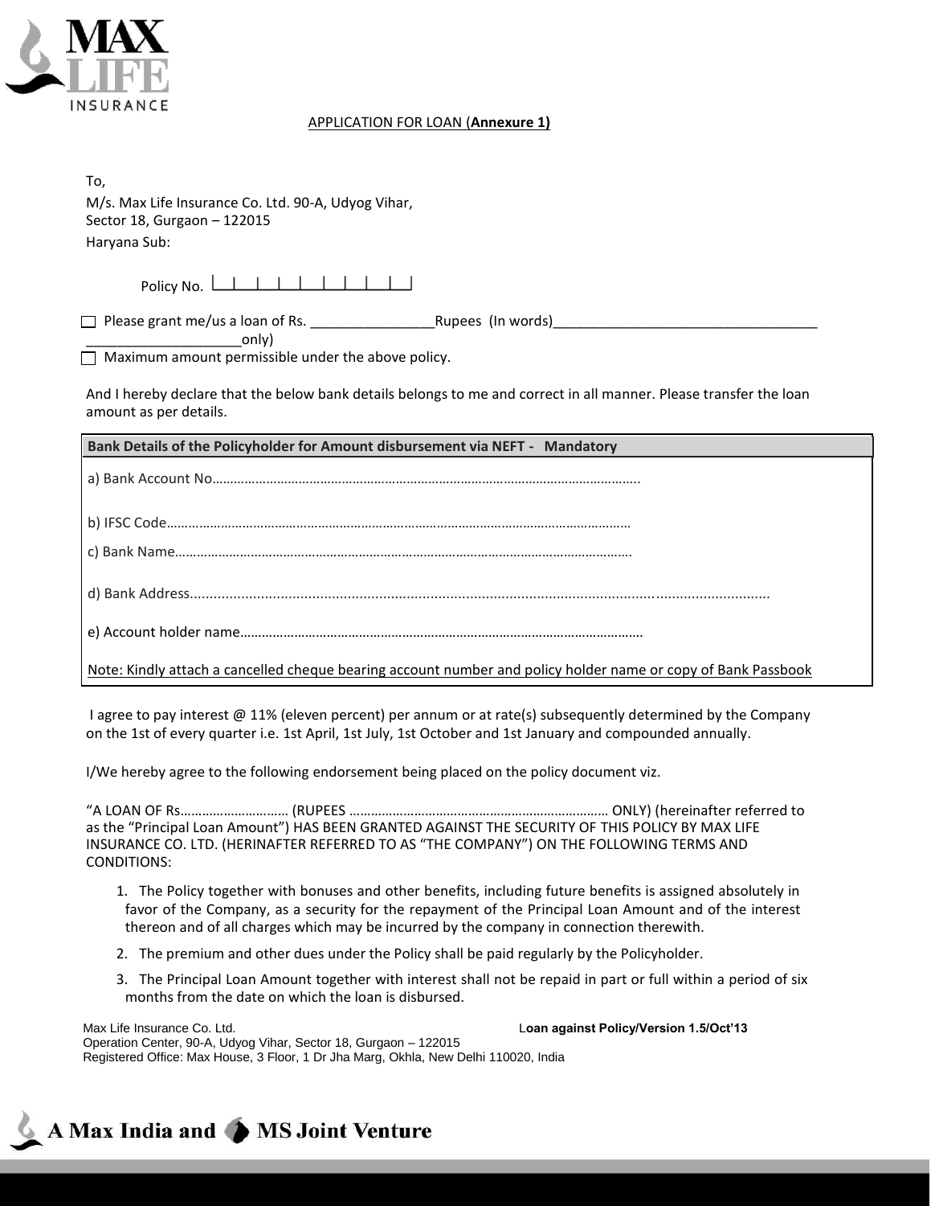## APPLICATION FOR LOAN (**Annexure 1)**

To,
M/s. Max Life Insurance Co. Ltd. 90-A, Udyog Vihar,
Sector 18, Gurgaon – 122015
Haryana Sub:

Policy No. |_|_|_|_|_|_|_|_|_|_|

☐ Please grant me/us a loan of Rs. ________________Rupees (In words)___________________________________ ____________________only)

☐ Maximum amount permissible under the above policy.

And I hereby declare that the below bank details belongs to me and correct in all manner. Please transfer the loan amount as per details.

| **Bank Details of the Policyholder for Amount disbursement via NEFT - Mandatory** |
|---|
| a) Bank Account No……………………………………………………………………………………………………….. |
| b) IFSC Code……………………………………………………………………………………………………………… |
| c) Bank Name……………………………………………………………………………………………………………. |
| d) Bank Address.............................................................................................................................................. |
| e) Account holder name…………………………………………………………………………………………… |
| Note: Kindly attach a cancelled cheque bearing account number and policy holder name or copy of Bank Passbook |

I agree to pay interest @ 11% (eleven percent) per annum or at rate(s) subsequently determined by the Company on the 1st of every quarter i.e. 1st April, 1st July, 1st October and 1st January and compounded annually.

I/We hereby agree to the following endorsement being placed on the policy document viz.

"A LOAN OF Rs………………………… (RUPEES ……………………………………………………………… ONLY) (hereinafter referred to as the "Principal Loan Amount") HAS BEEN GRANTED AGAINST THE SECURITY OF THIS POLICY BY MAX LIFE INSURANCE CO. LTD. (HERINAFTER REFERRED TO AS "THE COMPANY") ON THE FOLLOWING TERMS AND CONDITIONS:

1. The Policy together with bonuses and other benefits, including future benefits is assigned absolutely in favor of the Company, as a security for the repayment of the Principal Loan Amount and of the interest thereon and of all charges which may be incurred by the company in connection therewith.
2. The premium and other dues under the Policy shall be paid regularly by the Policyholder.
3. The Principal Loan Amount together with interest shall not be repaid in part or full within a period of six months from the date on which the loan is disbursed.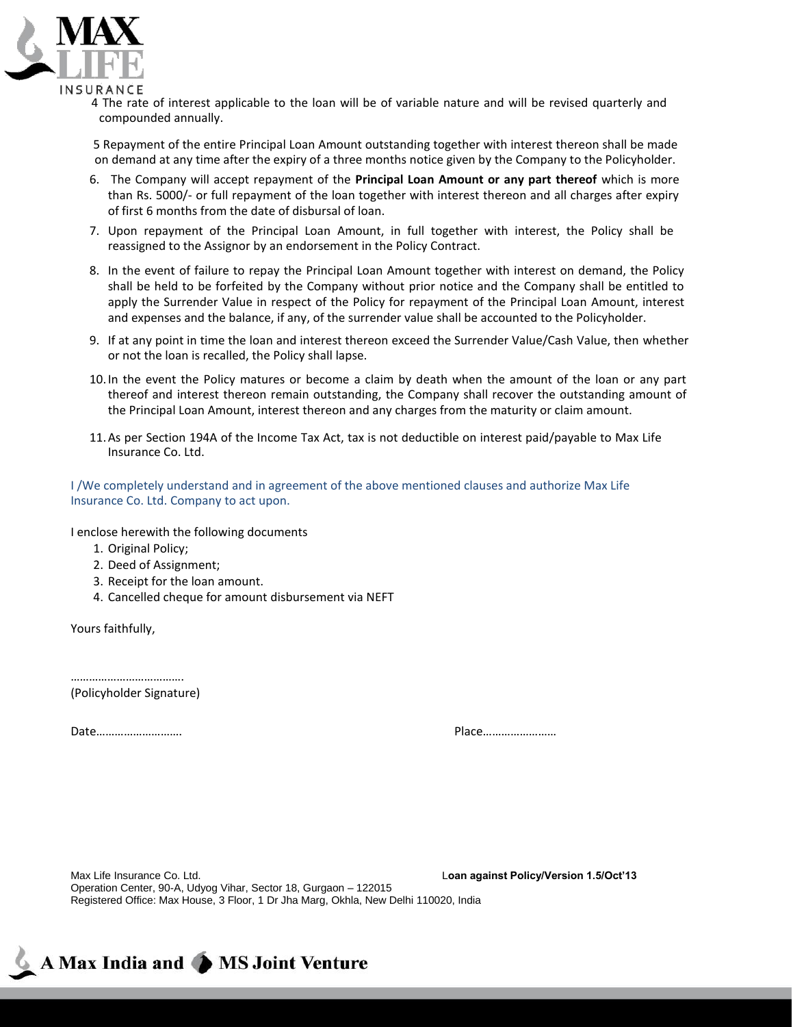4 The rate of interest applicable to the loan will be of variable nature and will be revised quarterly and compounded annually.

5 Repayment of the entire Principal Loan Amount outstanding together with interest thereon shall be made on demand at any time after the expiry of a three months notice given by the Company to the Policyholder.

6. The Company will accept repayment of the **Principal Loan Amount or any part thereof** which is more than Rs. 5000/- or full repayment of the loan together with interest thereon and all charges after expiry of first 6 months from the date of disbursal of loan.
7. Upon repayment of the Principal Loan Amount, in full together with interest, the Policy shall be reassigned to the Assignor by an endorsement in the Policy Contract.
8. In the event of failure to repay the Principal Loan Amount together with interest on demand, the Policy shall be held to be forfeited by the Company without prior notice and the Company shall be entitled to apply the Surrender Value in respect of the Policy for repayment of the Principal Loan Amount, interest and expenses and the balance, if any, of the surrender value shall be accounted to the Policyholder.
9. If at any point in time the loan and interest thereon exceed the Surrender Value/Cash Value, then whether or not the loan is recalled, the Policy shall lapse.
10. In the event the Policy matures or become a claim by death when the amount of the loan or any part thereof and interest thereon remain outstanding, the Company shall recover the outstanding amount of the Principal Loan Amount, interest thereon and any charges from the maturity or claim amount.
11. As per Section 194A of the Income Tax Act, tax is not deductible on interest paid/payable to Max Life Insurance Co. Ltd.

I /We completely understand and in agreement of the above mentioned clauses and authorize Max Life Insurance Co. Ltd. Company to act upon.

I enclose herewith the following documents

1. Original Policy;
2. Deed of Assignment;
3. Receipt for the loan amount.
4. Cancelled cheque for amount disbursement via NEFT

Yours faithfully,

……………………………….
(Policyholder Signature)

Date………………………. Place……………………

Max Life Insurance Co. Ltd. **Loan against Policy/Version 1.5/Oct'13**
Operation Center, 90-A, Udyog Vihar, Sector 18, Gurgaon – 122015
Registered Office: Max House, 3 Floor, 1 Dr Jha Marg, Okhla, New Delhi 110020, India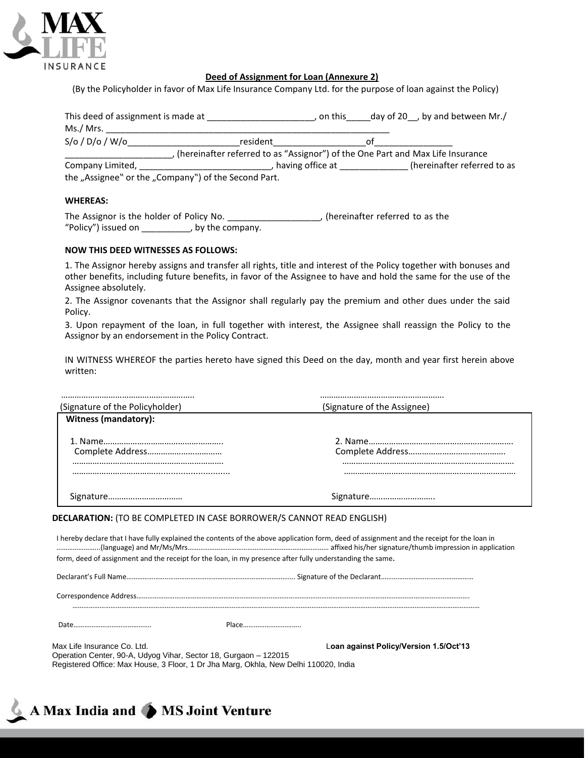## Deed of Assignment for Loan (Annexure 2)

(By the Policyholder in favor of Max Life Insurance Company Ltd. for the purpose of loan against the Policy)

This deed of assignment is made at _____________________, on this_____day of 20__, by and between Mr./ Ms./ Mrs. ___________________________________________________________
S/o / D/o / W/o_______________________resident__________________of_______________
_____________________, (hereinafter referred to as "Assignor") of the One Part and Max Life Insurance Company Limited, __________________________, having office at _____________ (hereinafter referred to as the „Assignee" or the „Company") of the Second Part.

**WHEREAS:**

The Assignor is the holder of Policy No. __________________, (hereinafter referred to as the "Policy") issued on _________, by the company.

**NOW THIS DEED WITNESSES AS FOLLOWS:**

1. The Assignor hereby assigns and transfer all rights, title and interest of the Policy together with bonuses and other benefits, including future benefits, in favor of the Assignee to have and hold the same for the use of the Assignee absolutely.
2. The Assignor covenants that the Assignor shall regularly pay the premium and other dues under the said Policy.
3. Upon repayment of the loan, in full together with interest, the Assignee shall reassign the Policy to the Assignor by an endorsement in the Policy Contract.

IN WITNESS WHEREOF the parties hereto have signed this Deed on the day, month and year first herein above written:

| ………………………………………………. (Signature of the Policyholder) | ………………………………………………. (Signature of the Assignee) |
|---|---|

**Witness (mandatory):**

| 1. Name……………………………………………. | 2. Name………………………………………………………. |
|---|---|
| Complete Address…………………………… | Complete Address…………………………………… |
| ………………………………………………………… | ………………………………………………………………… |
| ………………………………………………………… | ………………………………………………………………… |
| Signature…………………………… | Signature………………………. |

**DECLARATION:** (TO BE COMPLETED IN CASE BORROWER/S CANNOT READ ENGLISH)

I hereby declare that I have fully explained the contents of the above application form, deed of assignment and the receipt for the loan in ……………………(language) and Mr/Ms/Mrs……………………………………………………………… affixed his/her signature/thumb impression in application form, deed of assignment and the receipt for the loan, in my presence after fully understanding the same.

Declarant's Full Name……………………………………………………………………………. Signature of the Declarant……………………………………………

Correspondence Address………………………………………………………………………………………………………………………………………………………………
……………………………………………………………………………………………………………………………………………………………………………………………

Date…………………………………… Place…………………………..

Max Life Insurance Co. Ltd. **Loan against Policy/Version 1.5/Oct'13**
Operation Center, 90-A, Udyog Vihar, Sector 18, Gurgaon – 122015
Registered Office: Max House, 3 Floor, 1 Dr Jha Marg, Okhla, New Delhi 110020, India

A Max India and MS Joint Venture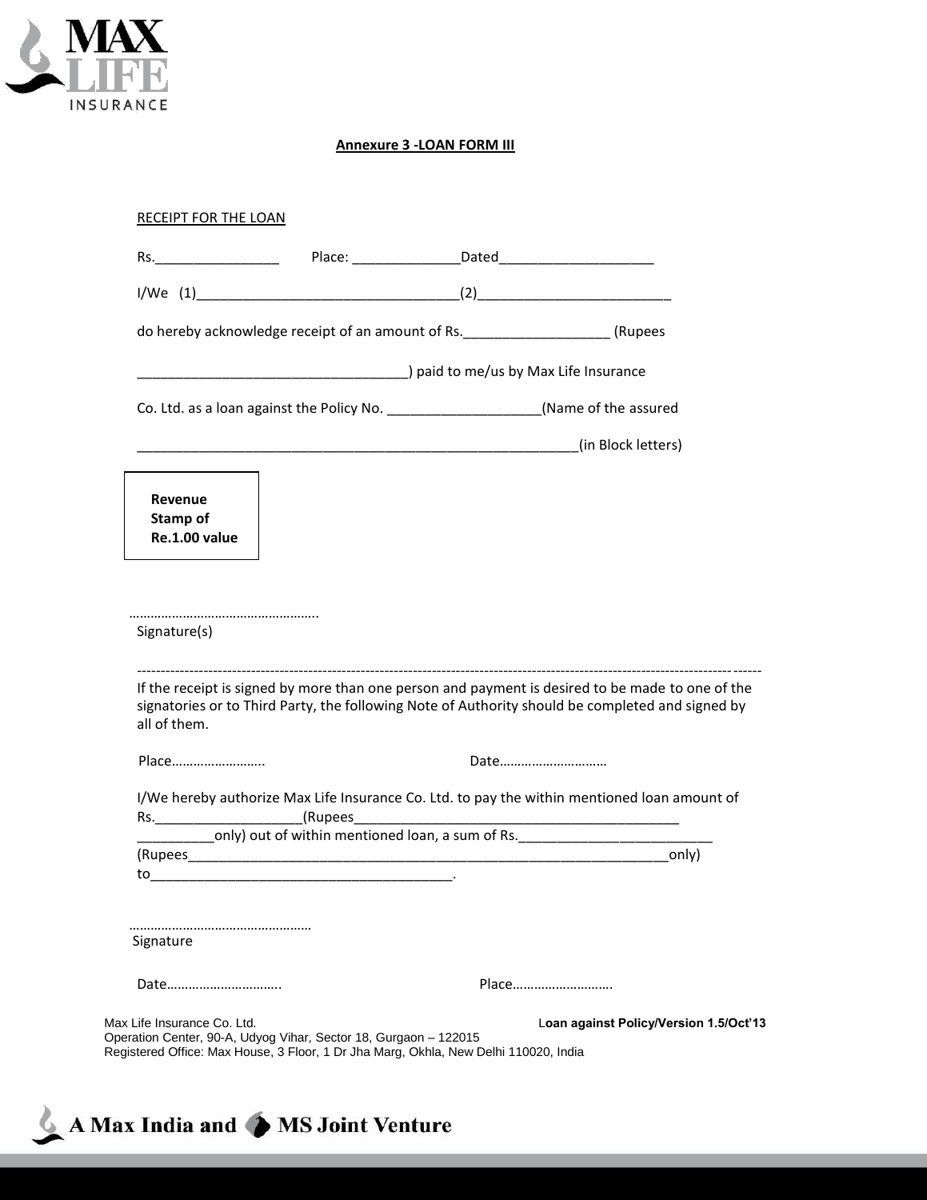**Annexure 3 -LOAN FORM III**

RECEIPT FOR THE LOAN

Rs.________________ Place: ______________Dated____________________

I/We (1)__________________________________(2)_________________________

do hereby acknowledge receipt of an amount of Rs.___________________ (Rupees

__________________________________) paid to me/us by Max Life Insurance

Co. Ltd. as a loan against the Policy No. ____________________(Name of the assured

________________________________________________________(in Block letters)

| **Revenue Stamp of Re.1.00 value** |
|---|

……………………………………………..
Signature(s)

---

If the receipt is signed by more than one person and payment is desired to be made to one of the signatories or to Third Party, the following Note of Authority should be completed and signed by all of them.

Place…………………….. Date…………………………

I/We hereby authorize Max Life Insurance Co. Ltd. to pay the within mentioned loan amount of Rs.___________________(Rupees____________________________________________ __________only) out of within mentioned loan, a sum of Rs._________________________ (Rupees__________________________________________________________________only) to_______________________________________.

……………………………………………
Signature

Date………………………….. Place……………………….

Max Life Insurance Co. Ltd.
Operation Center, 90-A, Udyog Vihar, Sector 18, Gurgaon – 122015
Registered Office: Max House, 3 Floor, 1 Dr Jha Marg, Okhla, New Delhi 110020, India

Loan against Policy/Version 1.5/Oct'13

A Max India and MS Joint Venture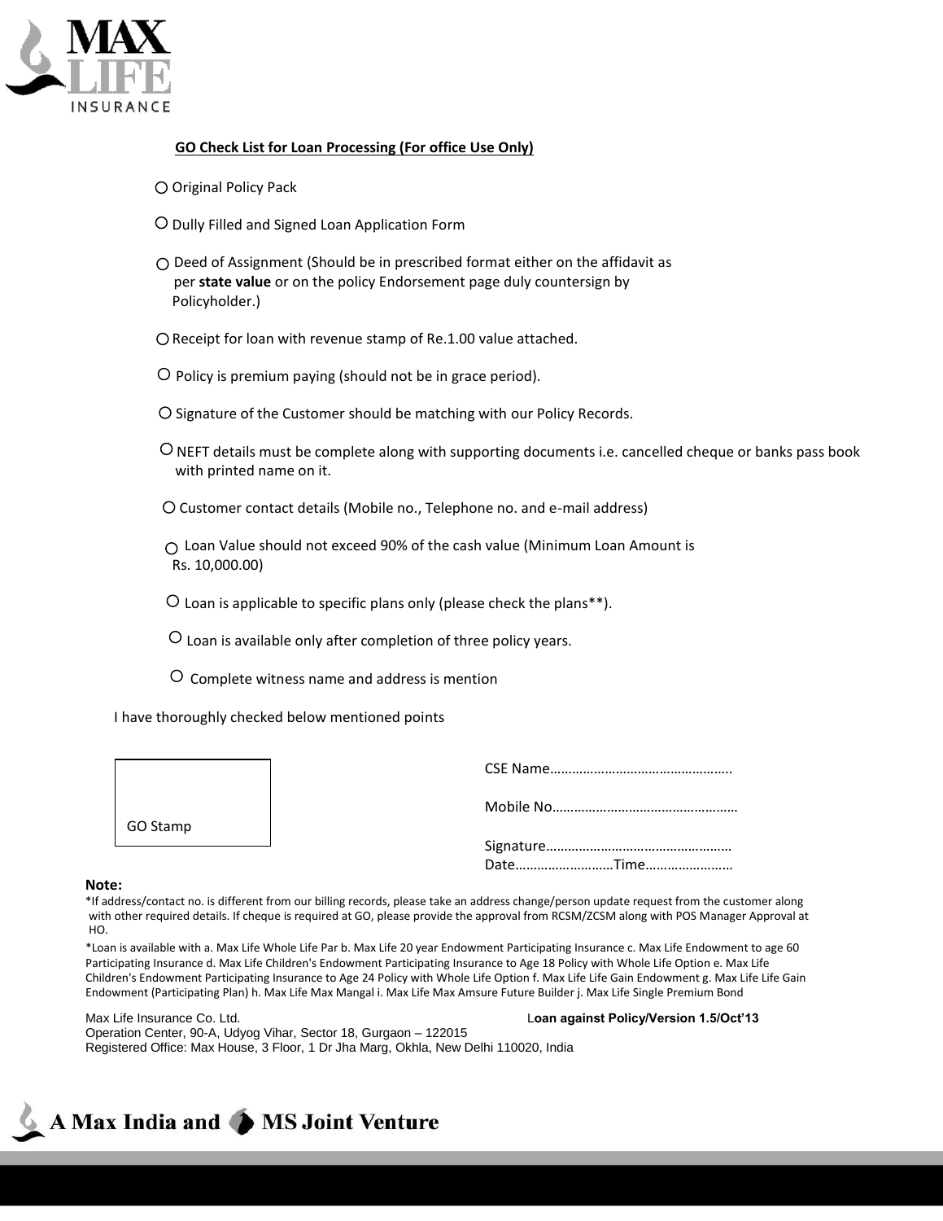**MAX LIFE INSURANCE**

## GO Check List for Loan Processing (For office Use Only)

- ○ Original Policy Pack
- ○ Dully Filled and Signed Loan Application Form
- ○ Deed of Assignment (Should be in prescribed format either on the affidavit as per **state value** or on the policy Endorsement page duly countersign by Policyholder.)
- ○ Receipt for loan with revenue stamp of Re.1.00 value attached.
- ○ Policy is premium paying (should not be in grace period).
- ○ Signature of the Customer should be matching with our Policy Records.
- ○ NEFT details must be complete along with supporting documents i.e. cancelled cheque or banks pass book with printed name on it.
- ○ Customer contact details (Mobile no., Telephone no. and e-mail address)
- ○ Loan Value should not exceed 90% of the cash value (Minimum Loan Amount is Rs. 10,000.00)
- ○ Loan is applicable to specific plans only (please check the plans**).
- ○ Loan is available only after completion of three policy years.
- ○ Complete witness name and address is mention

I have thoroughly checked below mentioned points

GO Stamp

CSE Name…………………………………………..

Mobile No……………………………………………

Signature……………………………………………
Date………………………Time……………………

**Note:**

*If address/contact no. is different from our billing records, please take an address change/person update request from the customer along with other required details. If cheque is required at GO, please provide the approval from RCSM/ZCSM along with POS Manager Approval at HO.

*Loan is available with a. Max Life Whole Life Par b. Max Life 20 year Endowment Participating Insurance c. Max Life Endowment to age 60 Participating Insurance d. Max Life Children's Endowment Participating Insurance to Age 18 Policy with Whole Life Option e. Max Life Children's Endowment Participating Insurance to Age 24 Policy with Whole Life Option f. Max Life Life Gain Endowment g. Max Life Life Gain Endowment (Participating Plan) h. Max Life Max Mangal i. Max Life Max Amsure Future Builder j. Max Life Single Premium Bond

Max Life Insurance Co. Ltd.
Operation Center, 90-A, Udyog Vihar, Sector 18, Gurgaon – 122015
Registered Office: Max House, 3 Floor, 1 Dr Jha Marg, Okhla, New Delhi 110020, India

**Loan against Policy/Version 1.5/Oct'13**

**A Max India and MS Joint Venture**